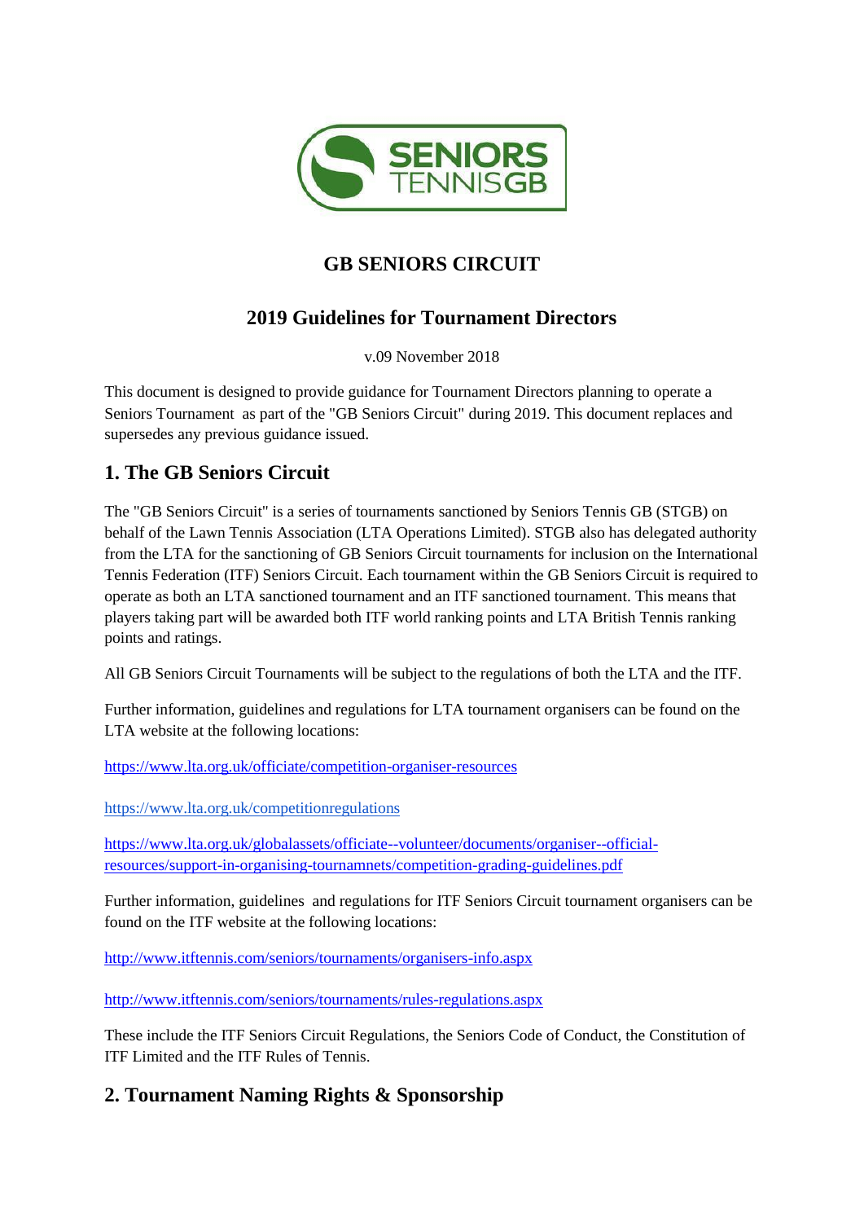# GB SENIORS CIRCUIT

## 2019 Guidelines for Tournament Directors

v.09 November 2018

This document is designed to provide guidance for Tournament Directors planning to operate a Seniors Tournament as part of the "GB Seniors Circuit" during 2019. This document replaces and supersedes any previous guidance issued.

## 1. The GB Seniors Circuit

The "GB Seniors Circuit" is a series of tournaments sanctioned by Seniors Tennis GB (STGB) on behalf of the Lawn Tennis Association (LTA Operations Limited). STGB also has delegated authority from the LTA for the sanctioning of GB Seniors Circuit tournaments for inclusion on the International Tennis Federation (ITF) Seniors Circuit. Each tournament within the GB Seniors Circuit is required to operate as both an LTA sanctioned tournament and an ITF sanctioned tournament. This means that players taking part will be awarded both ITF world ranking points and LTA British Tennis ranking points and ratings.

All GB Seniors Circuit Tournaments will be subject to the regulations of both the LTA and the ITF.

Further information, guidelines and regulations for LTA tournament organisers can be found on the LTA website at the following locations:

https://www.lta.org.uk/officiate/competition-organiser-resources

https://www.lta.org.uk/competitionregulations

https://www.lta.org.uk/globalassets/officiate--volunteer/documents/organiser--official-resources/support-in-organising-tournamnets/competition-grading-guidelines.pdf

Further information, guidelines and regulations for ITF Seniors Circuit tournament organisers can be found on the ITF website at the following locations:

http://www.itftennis.com/seniors/tournaments/organisers-info.aspx

http://www.itftennis.com/seniors/tournaments/rules-regulations.aspx

These include the ITF Seniors Circuit Regulations, the Seniors Code of Conduct, the Constitution of ITF Limited and the ITF Rules of Tennis.

## 2. Tournament Naming Rights & Sponsorship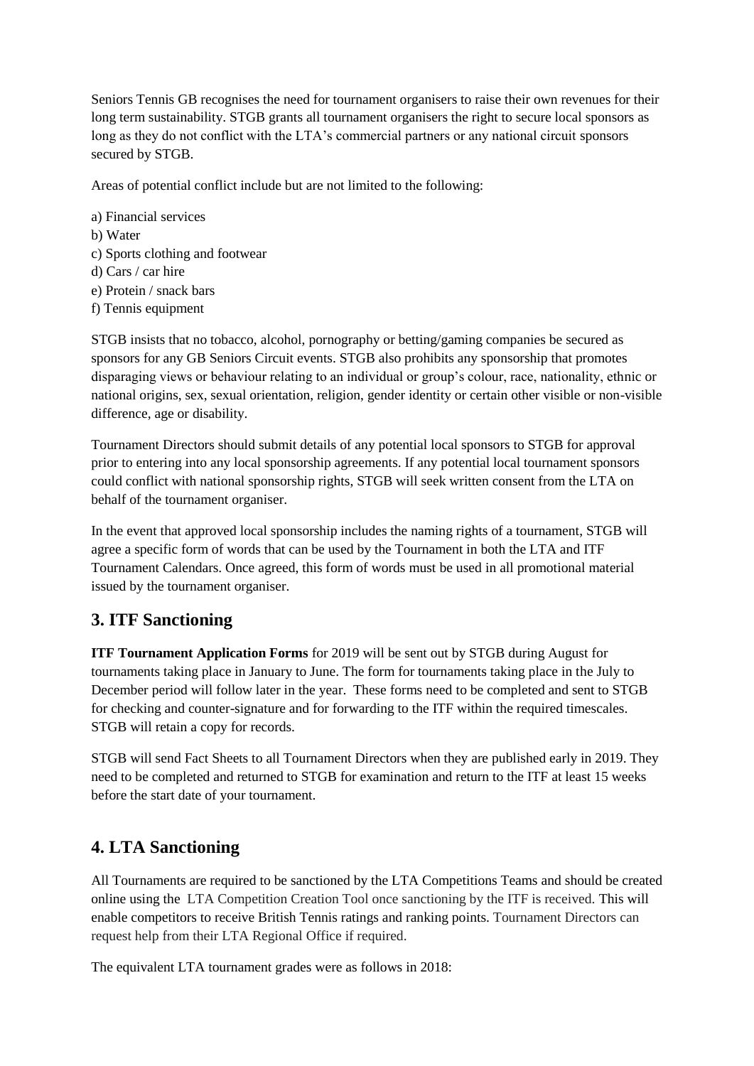Seniors Tennis GB recognises the need for tournament organisers to raise their own revenues for their long term sustainability. STGB grants all tournament organisers the right to secure local sponsors as long as they do not conflict with the LTA's commercial partners or any national circuit sponsors secured by STGB.

Areas of potential conflict include but are not limited to the following:

a) Financial services
b) Water
c) Sports clothing and footwear
d) Cars / car hire
e) Protein / snack bars
f) Tennis equipment

STGB insists that no tobacco, alcohol, pornography or betting/gaming companies be secured as sponsors for any GB Seniors Circuit events. STGB also prohibits any sponsorship that promotes disparaging views or behaviour relating to an individual or group's colour, race, nationality, ethnic or national origins, sex, sexual orientation, religion, gender identity or certain other visible or non-visible difference, age or disability.

Tournament Directors should submit details of any potential local sponsors to STGB for approval prior to entering into any local sponsorship agreements. If any potential local tournament sponsors could conflict with national sponsorship rights, STGB will seek written consent from the LTA on behalf of the tournament organiser.

In the event that approved local sponsorship includes the naming rights of a tournament, STGB will agree a specific form of words that can be used by the Tournament in both the LTA and ITF Tournament Calendars. Once agreed, this form of words must be used in all promotional material issued by the tournament organiser.

## 3. ITF Sanctioning

**ITF Tournament Application Forms** for 2019 will be sent out by STGB during August for tournaments taking place in January to June. The form for tournaments taking place in the July to December period will follow later in the year. These forms need to be completed and sent to STGB for checking and counter-signature and for forwarding to the ITF within the required timescales. STGB will retain a copy for records.

STGB will send Fact Sheets to all Tournament Directors when they are published early in 2019. They need to be completed and returned to STGB for examination and return to the ITF at least 15 weeks before the start date of your tournament.

## 4. LTA Sanctioning

All Tournaments are required to be sanctioned by the LTA Competitions Teams and should be created online using the LTA Competition Creation Tool once sanctioning by the ITF is received. This will enable competitors to receive British Tennis ratings and ranking points. Tournament Directors can request help from their LTA Regional Office if required.

The equivalent LTA tournament grades were as follows in 2018: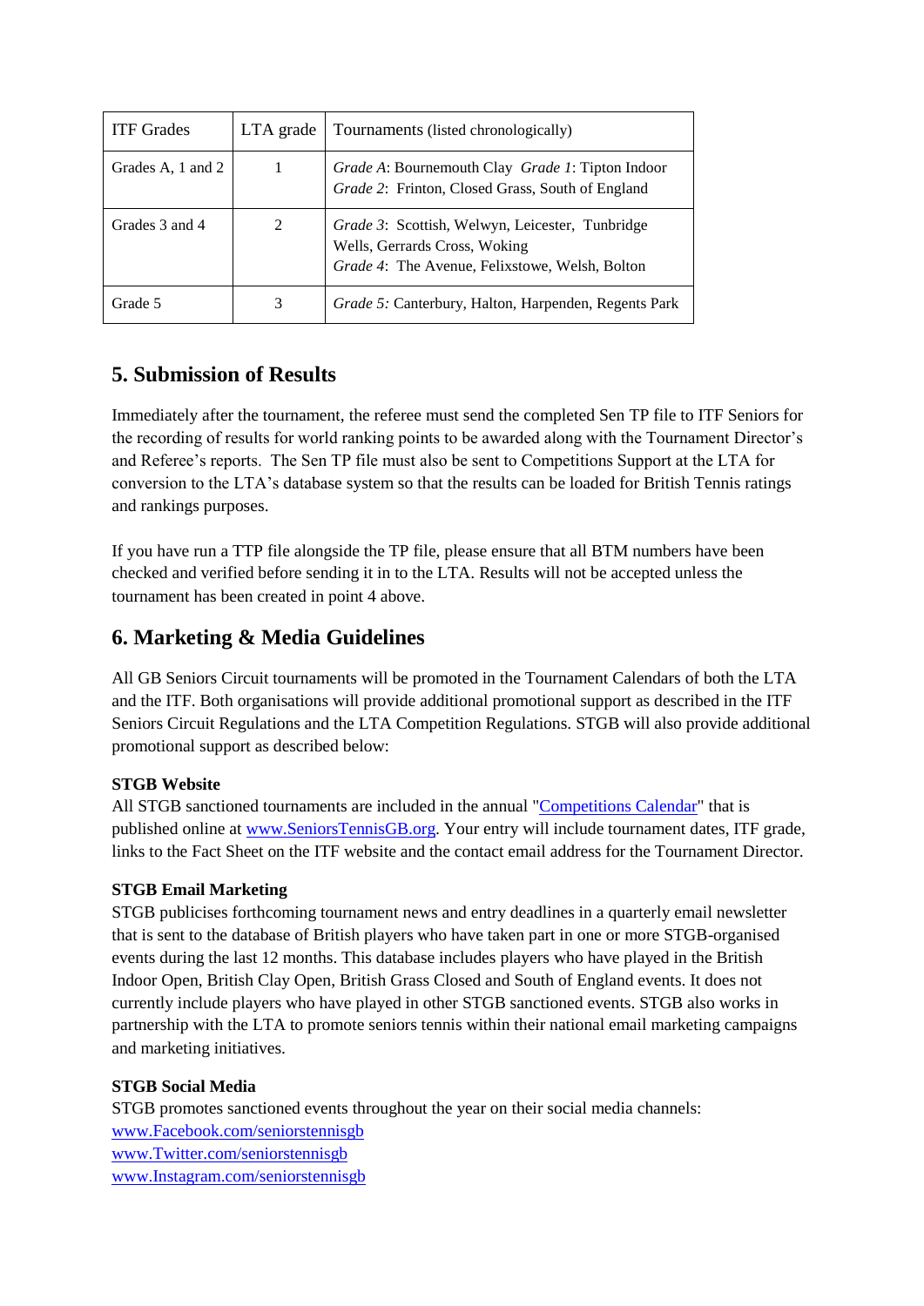| ITF Grades | LTA grade | Tournaments (listed chronologically) |
|---|---|---|
| Grades A, 1 and 2 | 1 | *Grade A*: Bournemouth Clay *Grade 1*: Tipton Indoor<br>*Grade 2*: Frinton, Closed Grass, South of England |
| Grades 3 and 4 | 2 | *Grade 3*: Scottish, Welwyn, Leicester, Tunbridge Wells, Gerrards Cross, Woking<br>*Grade 4*: The Avenue, Felixstowe, Welsh, Bolton |
| Grade 5 | 3 | *Grade 5:* Canterbury, Halton, Harpenden, Regents Park |

## 5. Submission of Results

Immediately after the tournament, the referee must send the completed Sen TP file to ITF Seniors for the recording of results for world ranking points to be awarded along with the Tournament Director's and Referee's reports. The Sen TP file must also be sent to Competitions Support at the LTA for conversion to the LTA's database system so that the results can be loaded for British Tennis ratings and rankings purposes.

If you have run a TTP file alongside the TP file, please ensure that all BTM numbers have been checked and verified before sending it in to the LTA. Results will not be accepted unless the tournament has been created in point 4 above.

## 6. Marketing & Media Guidelines

All GB Seniors Circuit tournaments will be promoted in the Tournament Calendars of both the LTA and the ITF. Both organisations will provide additional promotional support as described in the ITF Seniors Circuit Regulations and the LTA Competition Regulations. STGB will also provide additional promotional support as described below:

**STGB Website**
All STGB sanctioned tournaments are included in the annual "Competitions Calendar" that is published online at www.SeniorsTennisGB.org. Your entry will include tournament dates, ITF grade, links to the Fact Sheet on the ITF website and the contact email address for the Tournament Director.

**STGB Email Marketing**
STGB publicises forthcoming tournament news and entry deadlines in a quarterly email newsletter that is sent to the database of British players who have taken part in one or more STGB-organised events during the last 12 months. This database includes players who have played in the British Indoor Open, British Clay Open, British Grass Closed and South of England events. It does not currently include players who have played in other STGB sanctioned events. STGB also works in partnership with the LTA to promote seniors tennis within their national email marketing campaigns and marketing initiatives.

**STGB Social Media**
STGB promotes sanctioned events throughout the year on their social media channels:
www.Facebook.com/seniorstennisgb
www.Twitter.com/seniorstennisgb
www.Instagram.com/seniorstennisgb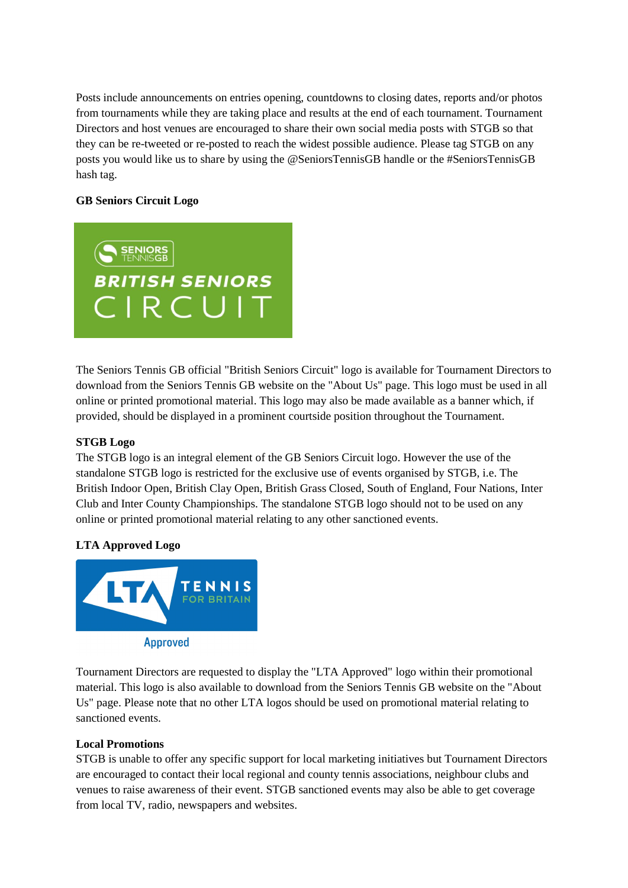Posts include announcements on entries opening, countdowns to closing dates, reports and/or photos from tournaments while they are taking place and results at the end of each tournament. Tournament Directors and host venues are encouraged to share their own social media posts with STGB so that they can be re-tweeted or re-posted to reach the widest possible audience. Please tag STGB on any posts you would like us to share by using the @SeniorsTennisGB handle or the #SeniorsTennisGB hash tag.

**GB Seniors Circuit Logo**

The Seniors Tennis GB official "British Seniors Circuit" logo is available for Tournament Directors to download from the Seniors Tennis GB website on the "About Us" page. This logo must be used in all online or printed promotional material. This logo may also be made available as a banner which, if provided, should be displayed in a prominent courtside position throughout the Tournament.

**STGB Logo**

The STGB logo is an integral element of the GB Seniors Circuit logo. However the use of the standalone STGB logo is restricted for the exclusive use of events organised by STGB, i.e. The British Indoor Open, British Clay Open, British Grass Closed, South of England, Four Nations, Inter Club and Inter County Championships. The standalone STGB logo should not to be used on any online or printed promotional material relating to any other sanctioned events.

**LTA Approved Logo**

Tournament Directors are requested to display the "LTA Approved" logo within their promotional material. This logo is also available to download from the Seniors Tennis GB website on the "About Us" page. Please note that no other LTA logos should be used on promotional material relating to sanctioned events.

**Local Promotions**

STGB is unable to offer any specific support for local marketing initiatives but Tournament Directors are encouraged to contact their local regional and county tennis associations, neighbour clubs and venues to raise awareness of their event. STGB sanctioned events may also be able to get coverage from local TV, radio, newspapers and websites.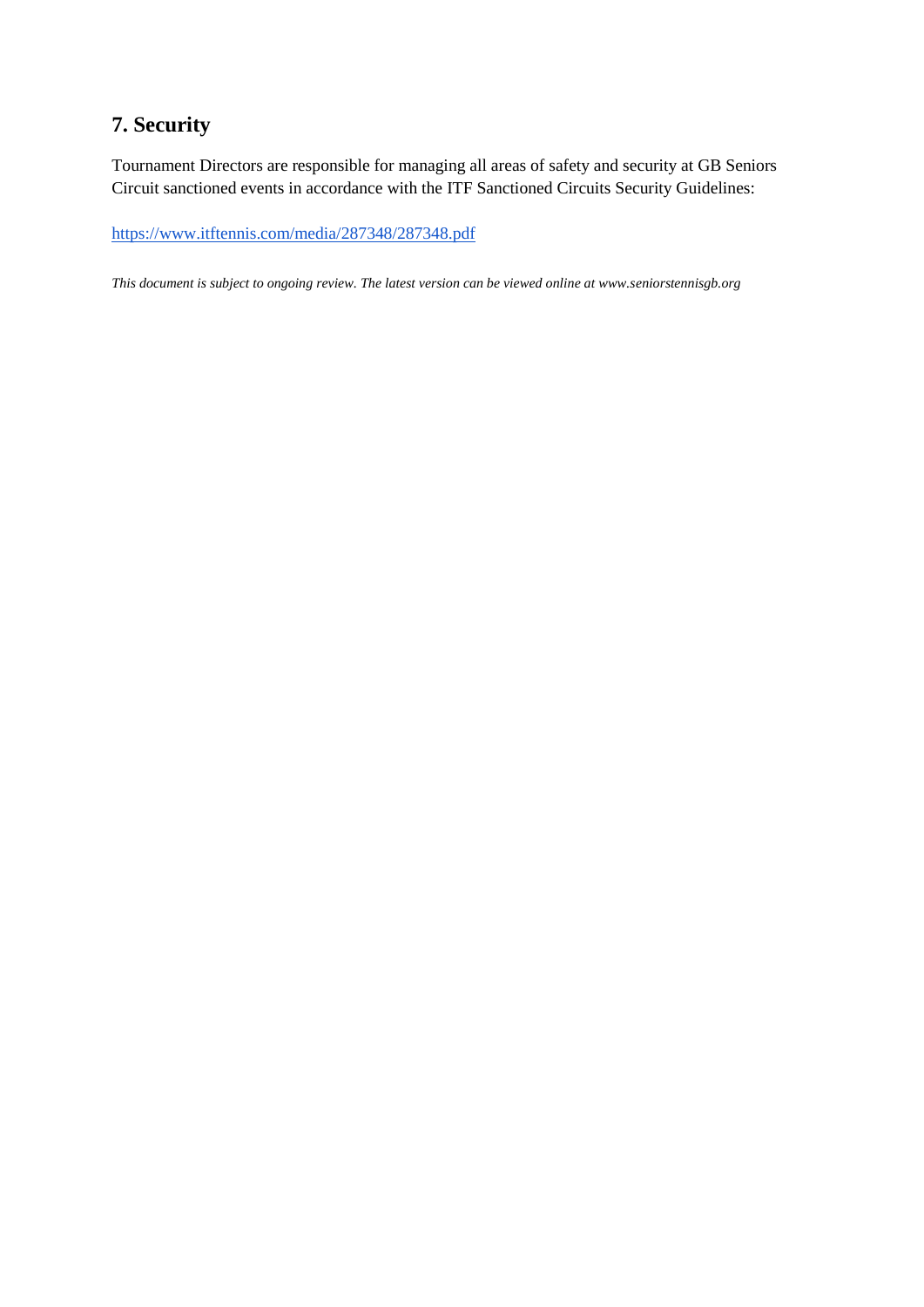## 7. Security

Tournament Directors are responsible for managing all areas of safety and security at GB Seniors Circuit sanctioned events in accordance with the ITF Sanctioned Circuits Security Guidelines:

[https://www.itftennis.com/media/287348/287348.pdf](https://www.itftennis.com/media/287348/287348.pdf)

*This document is subject to ongoing review. The latest version can be viewed online at www.seniorstennisgb.org*